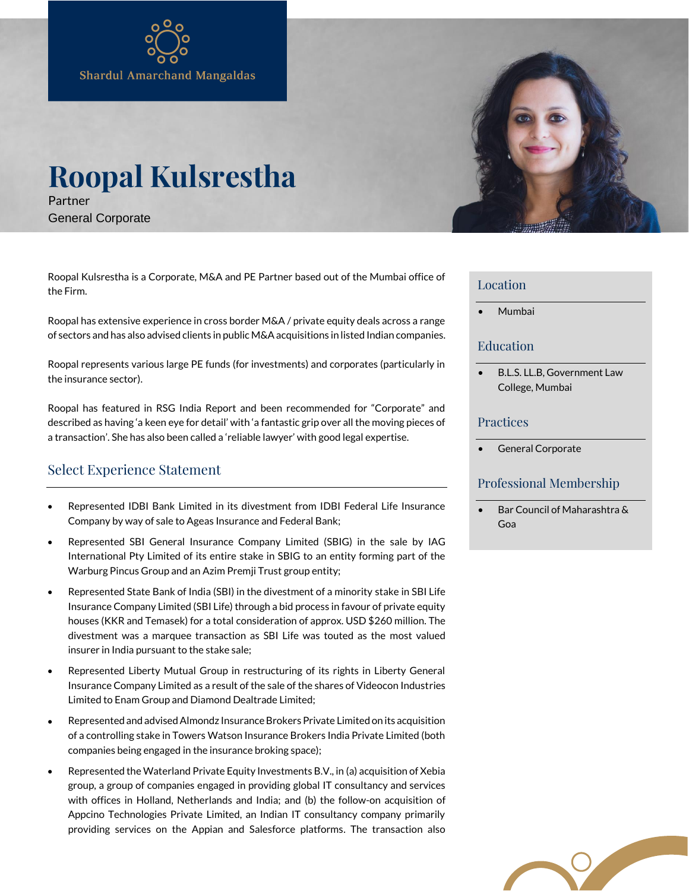Shardul Amarchand Mangaldas

# Roopal Kulsrestha

Partner
General Corporate

Roopal Kulsrestha is a Corporate, M&A and PE Partner based out of the Mumbai office of the Firm.

Roopal has extensive experience in cross border M&A / private equity deals across a range of sectors and has also advised clients in public M&A acquisitions in listed Indian companies.

Roopal represents various large PE funds (for investments) and corporates (particularly in the insurance sector).

Roopal has featured in RSG India Report and been recommended for "Corporate" and described as having 'a keen eye for detail' with 'a fantastic grip over all the moving pieces of a transaction'. She has also been called a 'reliable lawyer' with good legal expertise.

## Select Experience Statement

- Represented IDBI Bank Limited in its divestment from IDBI Federal Life Insurance Company by way of sale to Ageas Insurance and Federal Bank;
- Represented SBI General Insurance Company Limited (SBIG) in the sale by IAG International Pty Limited of its entire stake in SBIG to an entity forming part of the Warburg Pincus Group and an Azim Premji Trust group entity;
- Represented State Bank of India (SBI) in the divestment of a minority stake in SBI Life Insurance Company Limited (SBI Life) through a bid process in favour of private equity houses (KKR and Temasek) for a total consideration of approx. USD $260 million. The divestment was a marquee transaction as SBI Life was touted as the most valued insurer in India pursuant to the stake sale;
- Represented Liberty Mutual Group in restructuring of its rights in Liberty General Insurance Company Limited as a result of the sale of the shares of Videocon Industries Limited to Enam Group and Diamond Dealtrade Limited;
- Represented and advised Almondz Insurance Brokers Private Limited on its acquisition of a controlling stake in Towers Watson Insurance Brokers India Private Limited (both companies being engaged in the insurance broking space);
- Represented the Waterland Private Equity Investments B.V., in (a) acquisition of Xebia group, a group of companies engaged in providing global IT consultancy and services with offices in Holland, Netherlands and India; and (b) the follow-on acquisition of Appcino Technologies Private Limited, an Indian IT consultancy company primarily providing services on the Appian and Salesforce platforms. The transaction also

## Location

- Mumbai

## Education

- B.L.S. LL.B, Government Law College, Mumbai

## Practices

- General Corporate

## Professional Membership

- Bar Council of Maharashtra & Goa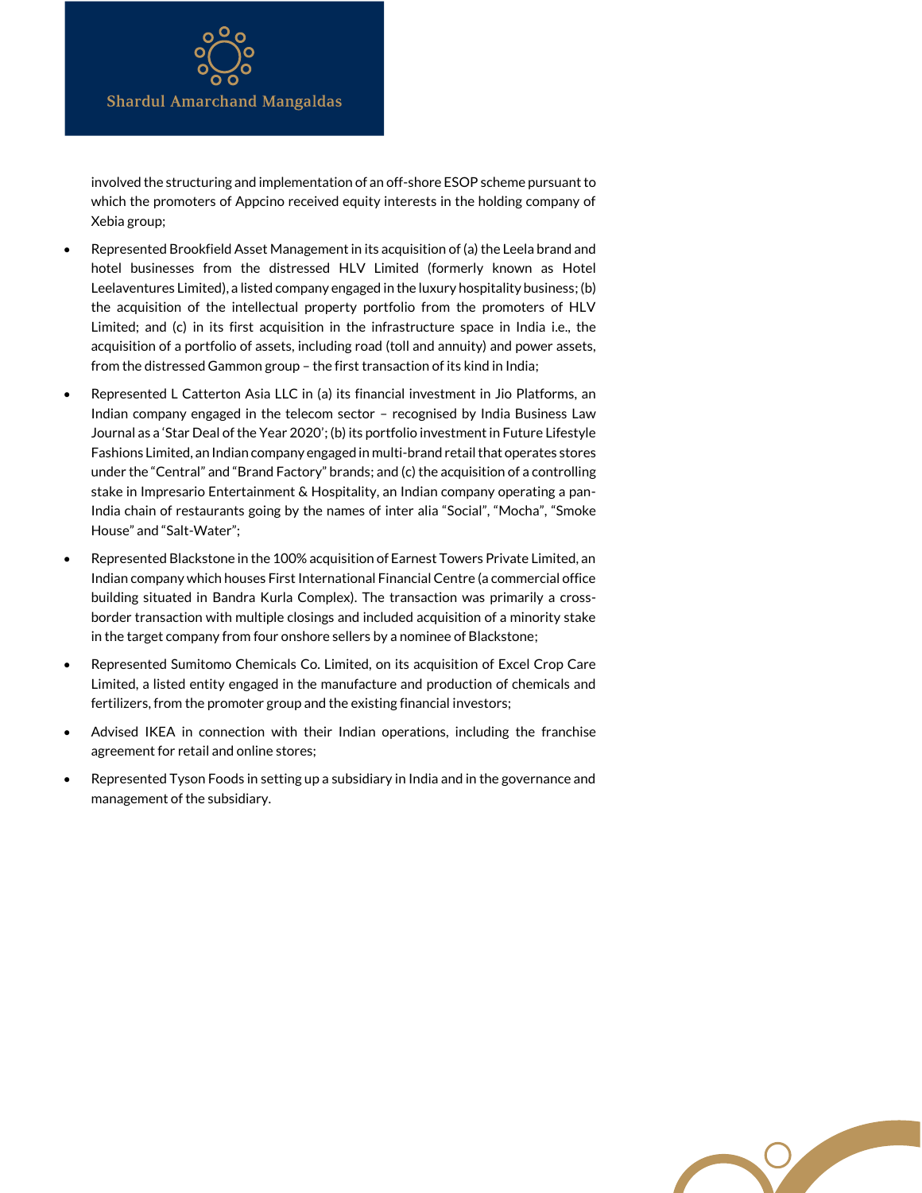involved the structuring and implementation of an off-shore ESOP scheme pursuant to which the promoters of Appcino received equity interests in the holding company of Xebia group;

- Represented Brookfield Asset Management in its acquisition of (a) the Leela brand and hotel businesses from the distressed HLV Limited (formerly known as Hotel Leelaventures Limited), a listed company engaged in the luxury hospitality business; (b) the acquisition of the intellectual property portfolio from the promoters of HLV Limited; and (c) in its first acquisition in the infrastructure space in India i.e., the acquisition of a portfolio of assets, including road (toll and annuity) and power assets, from the distressed Gammon group – the first transaction of its kind in India;
- Represented L Catterton Asia LLC in (a) its financial investment in Jio Platforms, an Indian company engaged in the telecom sector – recognised by India Business Law Journal as a 'Star Deal of the Year 2020'; (b) its portfolio investment in Future Lifestyle Fashions Limited, an Indian company engaged in multi-brand retail that operates stores under the "Central" and "Brand Factory" brands; and (c) the acquisition of a controlling stake in Impresario Entertainment & Hospitality, an Indian company operating a pan-India chain of restaurants going by the names of inter alia "Social", "Mocha", "Smoke House" and "Salt-Water";
- Represented Blackstone in the 100% acquisition of Earnest Towers Private Limited, an Indian company which houses First International Financial Centre (a commercial office building situated in Bandra Kurla Complex). The transaction was primarily a cross-border transaction with multiple closings and included acquisition of a minority stake in the target company from four onshore sellers by a nominee of Blackstone;
- Represented Sumitomo Chemicals Co. Limited, on its acquisition of Excel Crop Care Limited, a listed entity engaged in the manufacture and production of chemicals and fertilizers, from the promoter group and the existing financial investors;
- Advised IKEA in connection with their Indian operations, including the franchise agreement for retail and online stores;
- Represented Tyson Foods in setting up a subsidiary in India and in the governance and management of the subsidiary.